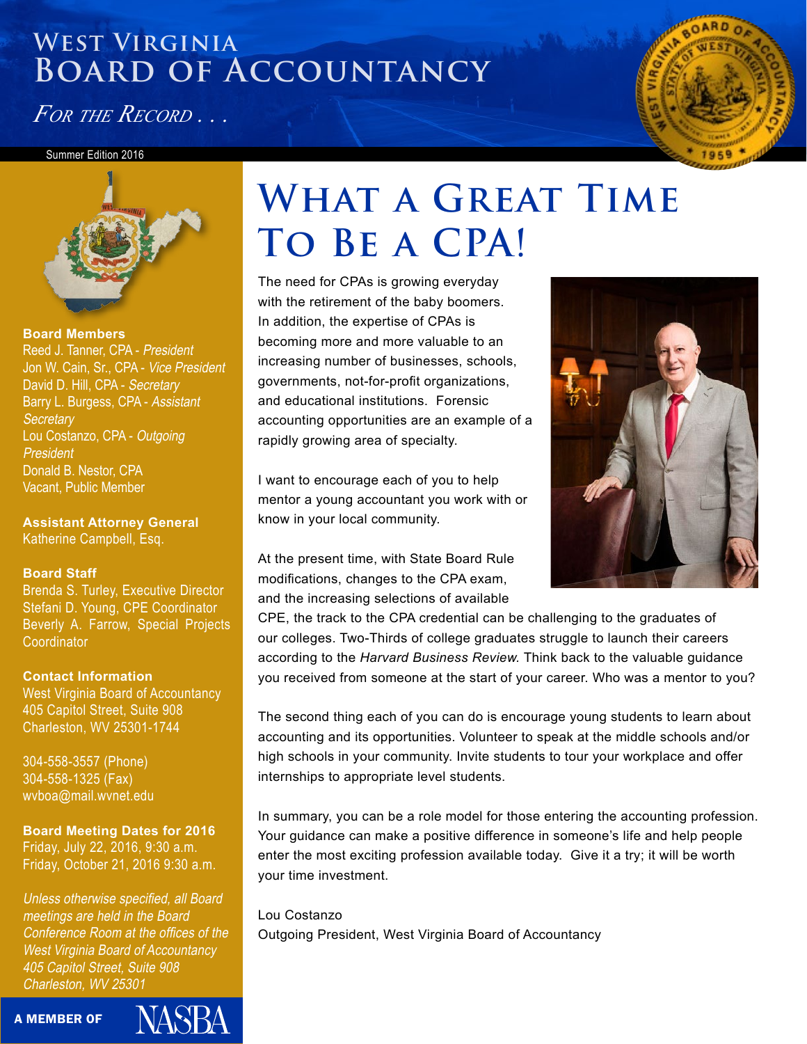# West Virginia Board of Accountancy

*For the Record . . .*

Summer Edition 2016

# What a Great Time To Be a CPA!

The need for CPAs is growing everyday with the retirement of the baby boomers. In addition, the expertise of CPAs is becoming more and more valuable to an increasing number of businesses, schools, governments, not-for-profit organizations, and educational institutions. Forensic accounting opportunities are an example of a rapidly growing area of specialty.

I want to encourage each of you to help mentor a young accountant you work with or know in your local community.

At the present time, with State Board Rule modifications, changes to the CPA exam, and the increasing selections of available CPE, the track to the CPA credential can be challenging to the graduates of our colleges. Two-Thirds of college graduates struggle to launch their careers according to the *Harvard Business Review.* Think back to the valuable guidance you received from someone at the start of your career. Who was a mentor to you?

The second thing each of you can do is encourage young students to learn about accounting and its opportunities. Volunteer to speak at the middle schools and/or high schools in your community. Invite students to tour your workplace and offer internships to appropriate level students.

In summary, you can be a role model for those entering the accounting profession. Your guidance can make a positive difference in someone's life and help people enter the most exciting profession available today. Give it a try; it will be worth your time investment.

Lou Costanzo
Outgoing President, West Virginia Board of Accountancy

---

**Board Members**

Reed J. Tanner, CPA - *President*
Jon W. Cain, Sr., CPA - *Vice President*
David D. Hill, CPA - *Secretary*
Barry L. Burgess, CPA - *Assistant Secretary*
Lou Costanzo, CPA - *Outgoing President*
Donald B. Nestor, CPA
Vacant, Public Member

**Assistant Attorney General**

Katherine Campbell, Esq.

**Board Staff**

Brenda S. Turley, Executive Director
Stefani D. Young, CPE Coordinator
Beverly A. Farrow, Special Projects Coordinator

**Contact Information**

West Virginia Board of Accountancy
405 Capitol Street, Suite 908
Charleston, WV 25301-1744

304-558-3557 (Phone)
304-558-1325 (Fax)
wvboa@mail.wvnet.edu

**Board Meeting Dates for 2016**

Friday, July 22, 2016, 9:30 a.m.
Friday, October 21, 2016 9:30 a.m.

*Unless otherwise specified, all Board meetings are held in the Board Conference Room at the offices of the West Virginia Board of Accountancy 405 Capitol Street, Suite 908 Charleston, WV 25301*

**A MEMBER OF** NASBA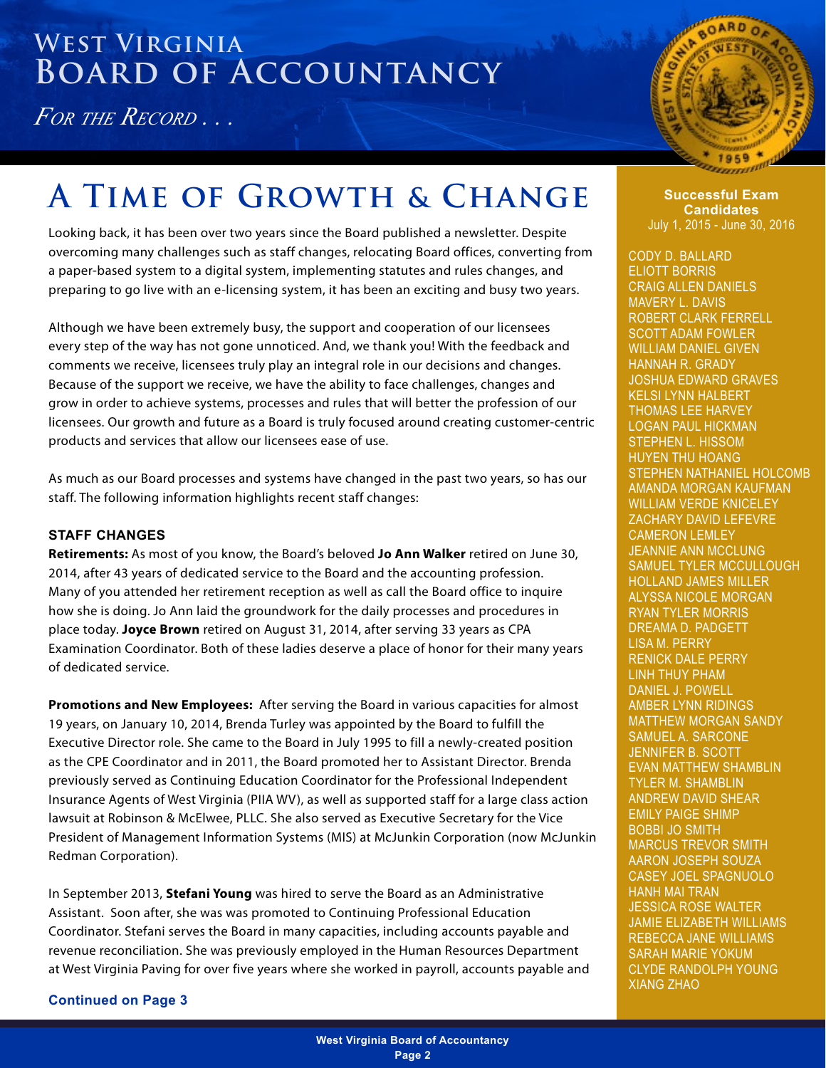# West Virginia Board of Accountancy

*For the Record . . .*

# A Time of Growth & Change

Looking back, it has been over two years since the Board published a newsletter. Despite overcoming many challenges such as staff changes, relocating Board offices, converting from a paper-based system to a digital system, implementing statutes and rules changes, and preparing to go live with an e-licensing system, it has been an exciting and busy two years.

Although we have been extremely busy, the support and cooperation of our licensees every step of the way has not gone unnoticed. And, we thank you! With the feedback and comments we receive, licensees truly play an integral role in our decisions and changes. Because of the support we receive, we have the ability to face challenges, changes and grow in order to achieve systems, processes and rules that will better the profession of our licensees. Our growth and future as a Board is truly focused around creating customer-centric products and services that allow our licensees ease of use.

As much as our Board processes and systems have changed in the past two years, so has our staff. The following information highlights recent staff changes:

### STAFF CHANGES

**Retirements:** As most of you know, the Board's beloved **Jo Ann Walker** retired on June 30, 2014, after 43 years of dedicated service to the Board and the accounting profession. Many of you attended her retirement reception as well as call the Board office to inquire how she is doing. Jo Ann laid the groundwork for the daily processes and procedures in place today. **Joyce Brown** retired on August 31, 2014, after serving 33 years as CPA Examination Coordinator. Both of these ladies deserve a place of honor for their many years of dedicated service.

**Promotions and New Employees:** After serving the Board in various capacities for almost 19 years, on January 10, 2014, Brenda Turley was appointed by the Board to fulfill the Executive Director role. She came to the Board in July 1995 to fill a newly-created position as the CPE Coordinator and in 2011, the Board promoted her to Assistant Director. Brenda previously served as Continuing Education Coordinator for the Professional Independent Insurance Agents of West Virginia (PIIA WV), as well as supported staff for a large class action lawsuit at Robinson & McElwee, PLLC. She also served as Executive Secretary for the Vice President of Management Information Systems (MIS) at McJunkin Corporation (now McJunkin Redman Corporation).

In September 2013, **Stefani Young** was hired to serve the Board as an Administrative Assistant. Soon after, she was was promoted to Continuing Professional Education Coordinator. Stefani serves the Board in many capacities, including accounts payable and revenue reconciliation. She was previously employed in the Human Resources Department at West Virginia Paving for over five years where she worked in payroll, accounts payable and

**Continued on Page 3**

---

**Successful Exam Candidates**
July 1, 2015 - June 30, 2016

CODY D. BALLARD
ELIOTT BORRIS
CRAIG ALLEN DANIELS
MAVERY L. DAVIS
ROBERT CLARK FERRELL
SCOTT ADAM FOWLER
WILLIAM DANIEL GIVEN
HANNAH R. GRADY
JOSHUA EDWARD GRAVES
KELSI LYNN HALBERT
THOMAS LEE HARVEY
LOGAN PAUL HICKMAN
STEPHEN L. HISSOM
HUYEN THU HOANG
STEPHEN NATHANIEL HOLCOMB
AMANDA MORGAN KAUFMAN
WILLIAM VERDE KNICELEY
ZACHARY DAVID LEFEVRE
CAMERON LEMLEY
JEANNIE ANN MCCLUNG
SAMUEL TYLER MCCULLOUGH
HOLLAND JAMES MILLER
ALYSSA NICOLE MORGAN
RYAN TYLER MORRIS
DREAMA D. PADGETT
LISA M. PERRY
RENICK DALE PERRY
LINH THUY PHAM
DANIEL J. POWELL
AMBER LYNN RIDINGS
MATTHEW MORGAN SANDY
SAMUEL A. SARCONE
JENNIFER B. SCOTT
EVAN MATTHEW SHAMBLIN
TYLER M. SHAMBLIN
ANDREW DAVID SHEAR
EMILY PAIGE SHIMP
BOBBI JO SMITH
MARCUS TREVOR SMITH
AARON JOSEPH SOUZA
CASEY JOEL SPAGNUOLO
HANH MAI TRAN
JESSICA ROSE WALTER
JAMIE ELIZABETH WILLIAMS
REBECCA JANE WILLIAMS
SARAH MARIE YOKUM
CLYDE RANDOLPH YOUNG
XIANG ZHAO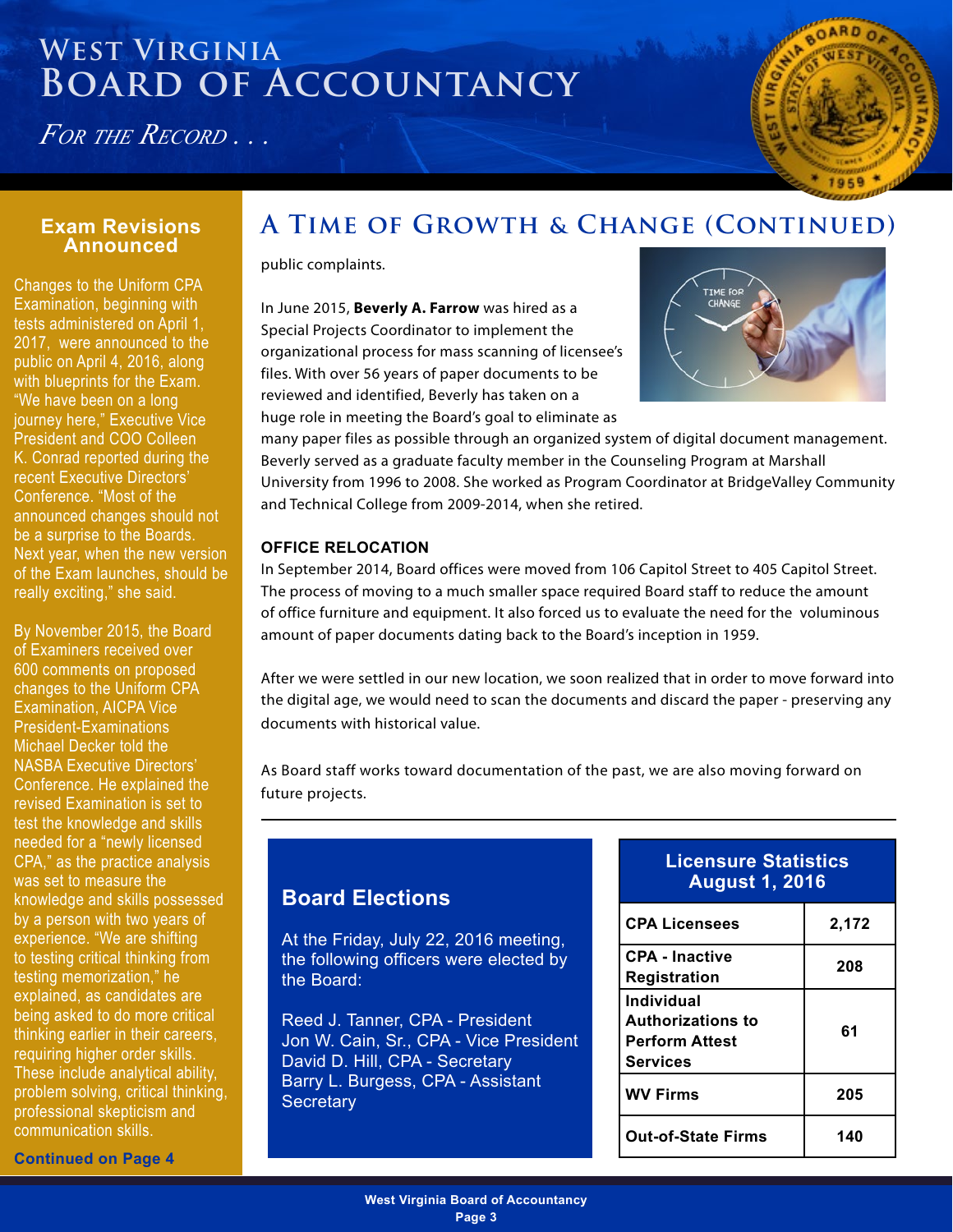# West Virginia Board of Accountancy

*For the Record . . .*

## A Time of Growth & Change (Continued)

public complaints.

In June 2015, **Beverly A. Farrow** was hired as a Special Projects Coordinator to implement the organizational process for mass scanning of licensee's files. With over 56 years of paper documents to be reviewed and identified, Beverly has taken on a huge role in meeting the Board's goal to eliminate as many paper files as possible through an organized system of digital document management. Beverly served as a graduate faculty member in the Counseling Program at Marshall University from 1996 to 2008. She worked as Program Coordinator at BridgeValley Community and Technical College from 2009-2014, when she retired.

### OFFICE RELOCATION

In September 2014, Board offices were moved from 106 Capitol Street to 405 Capitol Street. The process of moving to a much smaller space required Board staff to reduce the amount of office furniture and equipment. It also forced us to evaluate the need for the voluminous amount of paper documents dating back to the Board's inception in 1959.

After we were settled in our new location, we soon realized that in order to move forward into the digital age, we would need to scan the documents and discard the paper - preserving any documents with historical value.

As Board staff works toward documentation of the past, we are also moving forward on future projects.

## Exam Revisions Announced

Changes to the Uniform CPA Examination, beginning with tests administered on April 1, 2017, were announced to the public on April 4, 2016, along with blueprints for the Exam. "We have been on a long journey here," Executive Vice President and COO Colleen K. Conrad reported during the recent Executive Directors' Conference. "Most of the announced changes should not be a surprise to the Boards. Next year, when the new version of the Exam launches, should be really exciting," she said.

By November 2015, the Board of Examiners received over 600 comments on proposed changes to the Uniform CPA Examination, AICPA Vice President-Examinations Michael Decker told the NASBA Executive Directors' Conference. He explained the revised Examination is set to test the knowledge and skills needed for a "newly licensed CPA," as the practice analysis was set to measure the knowledge and skills possessed by a person with two years of experience. "We are shifting to testing critical thinking from testing memorization," he explained, as candidates are being asked to do more critical thinking earlier in their careers, requiring higher order skills. These include analytical ability, problem solving, critical thinking, professional skepticism and communication skills.

**Continued on Page 4**

## Board Elections

At the Friday, July 22, 2016 meeting, the following officers were elected by the Board:

Reed J. Tanner, CPA - President
Jon W. Cain, Sr., CPA - Vice President
David D. Hill, CPA - Secretary
Barry L. Burgess, CPA - Assistant Secretary

## Licensure Statistics August 1, 2016

| Category | Count |
|---|---|
| CPA Licensees | 2,172 |
| CPA - Inactive Registration | 208 |
| Individual Authorizations to Perform Attest Services | 61 |
| WV Firms | 205 |
| Out-of-State Firms | 140 |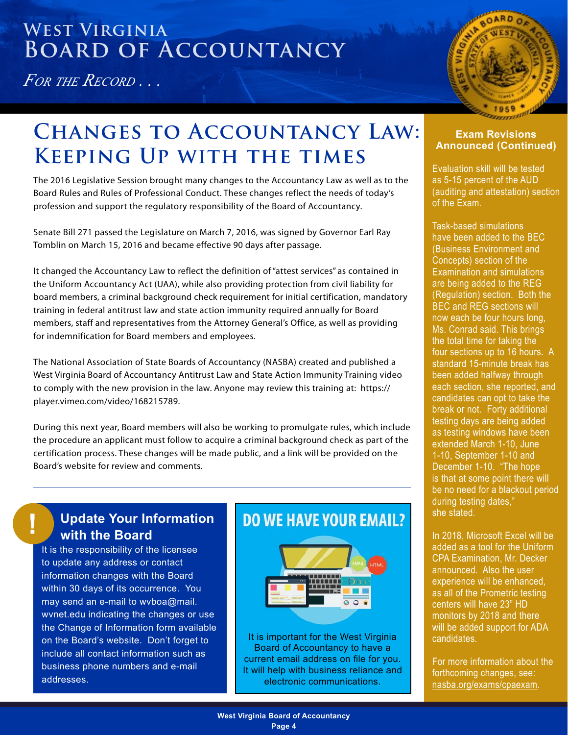# West Virginia Board of Accountancy

*For the Record . . .*

## Changes to Accountancy Law: Keeping Up with the Times

The 2016 Legislative Session brought many changes to the Accountancy Law as well as to the Board Rules and Rules of Professional Conduct. These changes reflect the needs of today's profession and support the regulatory responsibility of the Board of Accountancy.

Senate Bill 271 passed the Legislature on March 7, 2016, was signed by Governor Earl Ray Tomblin on March 15, 2016 and became effective 90 days after passage.

It changed the Accountancy Law to reflect the definition of "attest services" as contained in the Uniform Accountancy Act (UAA), while also providing protection from civil liability for board members, a criminal background check requirement for initial certification, mandatory training in federal antitrust law and state action immunity required annually for Board members, staff and representatives from the Attorney General's Office, as well as providing for indemnification for Board members and employees.

The National Association of State Boards of Accountancy (NASBA) created and published a West Virginia Board of Accountancy Antitrust Law and State Action Immunity Training video to comply with the new provision in the law. Anyone may review this training at: https://player.vimeo.com/video/168215789.

During this next year, Board members will also be working to promulgate rules, which include the procedure an applicant must follow to acquire a criminal background check as part of the certification process. These changes will be made public, and a link will be provided on the Board's website for review and comments.

---

### Update Your Information with the Board

It is the responsibility of the licensee to update any address or contact information changes with the Board within 30 days of its occurrence. You may send an e-mail to wvboa@mail.wvnet.edu indicating the changes or use the Change of Information form available on the Board's website. Don't forget to include all contact information such as business phone numbers and e-mail addresses.

### DO WE HAVE YOUR EMAIL?

It is important for the West Virginia Board of Accountancy to have a current email address on file for you. It will help with business reliance and electronic communications.

### Exam Revisions Announced (Continued)

Evaluation skill will be tested as 5-15 percent of the AUD (auditing and attestation) section of the Exam.

Task-based simulations have been added to the BEC (Business Environment and Concepts) section of the Examination and simulations are being added to the REG (Regulation) section. Both the BEC and REG sections will now each be four hours long, Ms. Conrad said. This brings the total time for taking the four sections up to 16 hours. A standard 15-minute break has been added halfway through each section, she reported, and candidates can opt to take the break or not. Forty additional testing days are being added as testing windows have been extended March 1-10, June 1-10, September 1-10 and December 1-10. "The hope is that at some point there will be no need for a blackout period during testing dates," she stated.

In 2018, Microsoft Excel will be added as a tool for the Uniform CPA Examination, Mr. Decker announced. Also the user experience will be enhanced, as all of the Prometric testing centers will have 23" HD monitors by 2018 and there will be added support for ADA candidates.

For more information about the forthcoming changes, see: nasba.org/exams/cpaexam.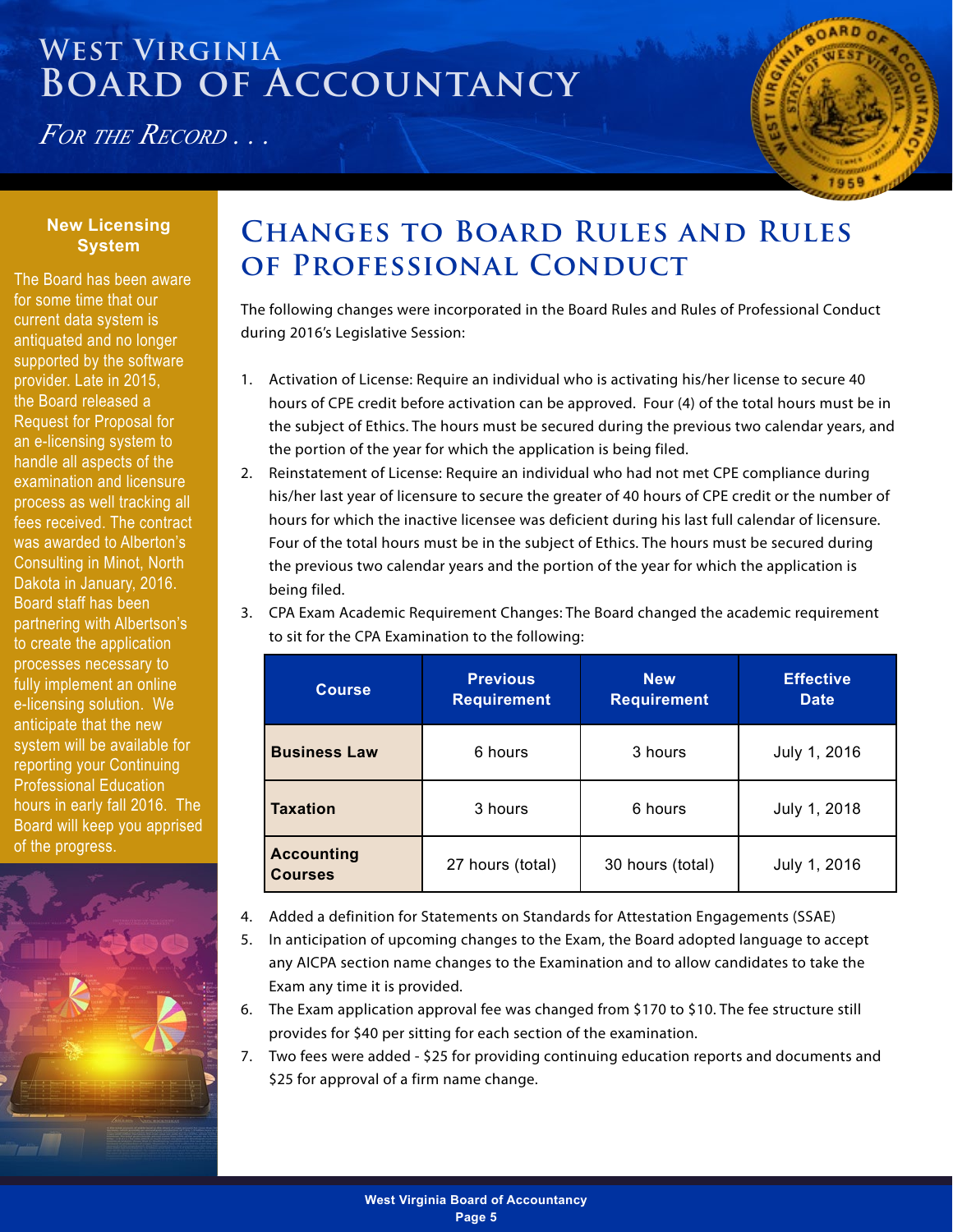# West Virginia Board of Accountancy

*For the Record . . .*

### New Licensing System

The Board has been aware for some time that our current data system is antiquated and no longer supported by the software provider. Late in 2015, the Board released a Request for Proposal for an e-licensing system to handle all aspects of the examination and licensure process as well tracking all fees received. The contract was awarded to Alberton's Consulting in Minot, North Dakota in January, 2016. Board staff has been partnering with Albertson's to create the application processes necessary to fully implement an online e-licensing solution. We anticipate that the new system will be available for reporting your Continuing Professional Education hours in early fall 2016. The Board will keep you apprised of the progress.

## Changes to Board Rules and Rules of Professional Conduct

The following changes were incorporated in the Board Rules and Rules of Professional Conduct during 2016's Legislative Session:

1. Activation of License: Require an individual who is activating his/her license to secure 40 hours of CPE credit before activation can be approved. Four (4) of the total hours must be in the subject of Ethics. The hours must be secured during the previous two calendar years, and the portion of the year for which the application is being filed.
2. Reinstatement of License: Require an individual who had not met CPE compliance during his/her last year of licensure to secure the greater of 40 hours of CPE credit or the number of hours for which the inactive licensee was deficient during his last full calendar of licensure. Four of the total hours must be in the subject of Ethics. The hours must be secured during the previous two calendar years and the portion of the year for which the application is being filed.
3. CPA Exam Academic Requirement Changes: The Board changed the academic requirement to sit for the CPA Examination to the following:

| Course | Previous Requirement | New Requirement | Effective Date |
|---|---|---|---|
| **Business Law** | 6 hours | 3 hours | July 1, 2016 |
| **Taxation** | 3 hours | 6 hours | July 1, 2018 |
| **Accounting Courses** | 27 hours (total) | 30 hours (total) | July 1, 2016 |

4. Added a definition for Statements on Standards for Attestation Engagements (SSAE)
5. In anticipation of upcoming changes to the Exam, the Board adopted language to accept any AICPA section name changes to the Examination and to allow candidates to take the Exam any time it is provided.
6. The Exam application approval fee was changed from $170 to $10. The fee structure still provides for $40 per sitting for each section of the examination.
7. Two fees were added - $25 for providing continuing education reports and documents and $25 for approval of a firm name change.